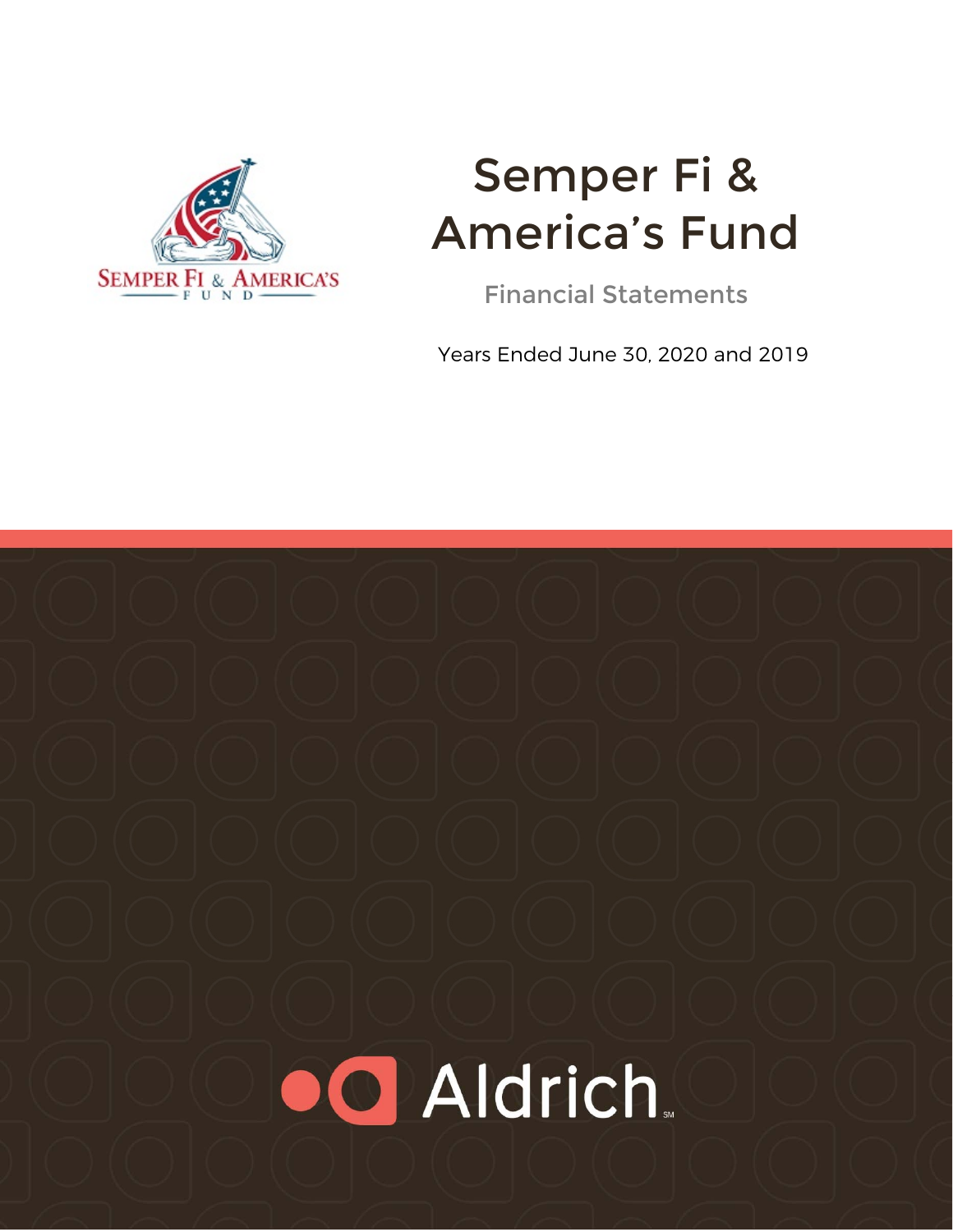# Semper Fi & America's Fund

## Financial Statements

Years Ended June 30, 2020 and 2019

Aldrich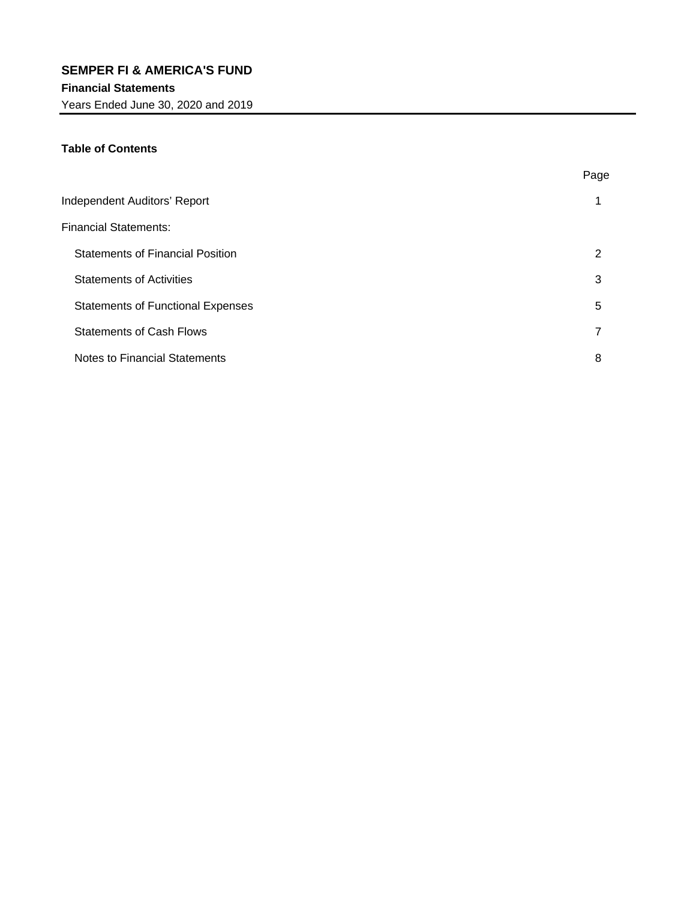**SEMPER FI & AMERICA'S FUND**

**Financial Statements**

Years Ended June 30, 2020 and 2019

**Table of Contents**

| | Page |
|---|---|
| Independent Auditors' Report | 1 |
| Financial Statements: | |
| Statements of Financial Position | 2 |
| Statements of Activities | 3 |
| Statements of Functional Expenses | 5 |
| Statements of Cash Flows | 7 |
| Notes to Financial Statements | 8 |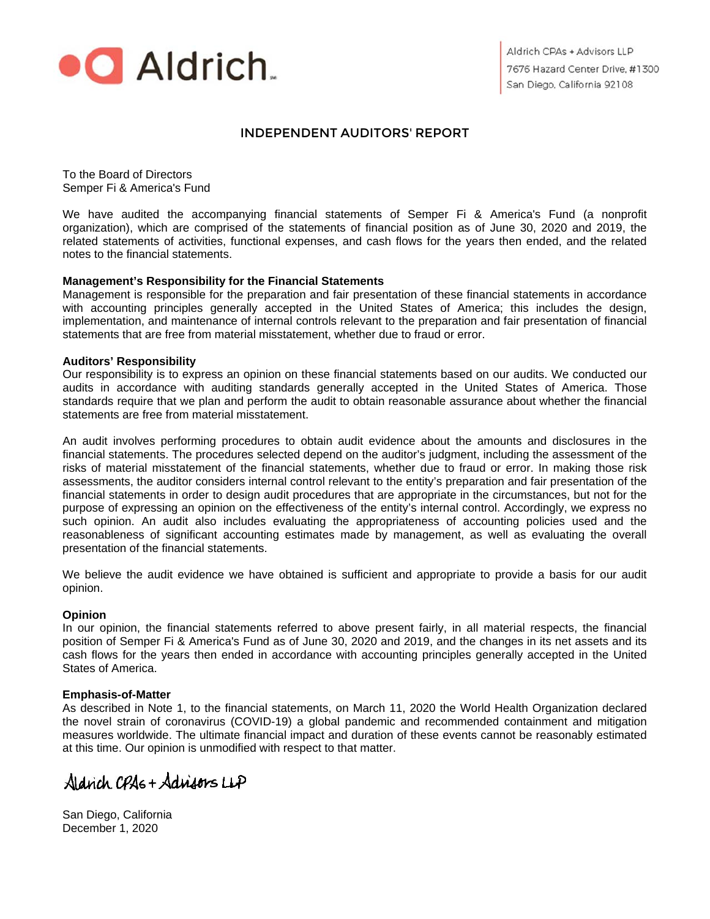Aldrich.

Aldrich CPAs + Advisors LLP
7676 Hazard Center Drive, #1300
San Diego, California 92108

# INDEPENDENT AUDITORS' REPORT

To the Board of Directors
Semper Fi & America's Fund

We have audited the accompanying financial statements of Semper Fi & America's Fund (a nonprofit organization), which are comprised of the statements of financial position as of June 30, 2020 and 2019, the related statements of activities, functional expenses, and cash flows for the years then ended, and the related notes to the financial statements.

**Management's Responsibility for the Financial Statements**

Management is responsible for the preparation and fair presentation of these financial statements in accordance with accounting principles generally accepted in the United States of America; this includes the design, implementation, and maintenance of internal controls relevant to the preparation and fair presentation of financial statements that are free from material misstatement, whether due to fraud or error.

**Auditors' Responsibility**

Our responsibility is to express an opinion on these financial statements based on our audits. We conducted our audits in accordance with auditing standards generally accepted in the United States of America. Those standards require that we plan and perform the audit to obtain reasonable assurance about whether the financial statements are free from material misstatement.

An audit involves performing procedures to obtain audit evidence about the amounts and disclosures in the financial statements. The procedures selected depend on the auditor's judgment, including the assessment of the risks of material misstatement of the financial statements, whether due to fraud or error. In making those risk assessments, the auditor considers internal control relevant to the entity's preparation and fair presentation of the financial statements in order to design audit procedures that are appropriate in the circumstances, but not for the purpose of expressing an opinion on the effectiveness of the entity's internal control. Accordingly, we express no such opinion. An audit also includes evaluating the appropriateness of accounting policies used and the reasonableness of significant accounting estimates made by management, as well as evaluating the overall presentation of the financial statements.

We believe the audit evidence we have obtained is sufficient and appropriate to provide a basis for our audit opinion.

**Opinion**

In our opinion, the financial statements referred to above present fairly, in all material respects, the financial position of Semper Fi & America's Fund as of June 30, 2020 and 2019, and the changes in its net assets and its cash flows for the years then ended in accordance with accounting principles generally accepted in the United States of America.

**Emphasis-of-Matter**

As described in Note 1, to the financial statements, on March 11, 2020 the World Health Organization declared the novel strain of coronavirus (COVID-19) a global pandemic and recommended containment and mitigation measures worldwide. The ultimate financial impact and duration of these events cannot be reasonably estimated at this time. Our opinion is unmodified with respect to that matter.

Aldrich CPAs + Advisors LLP

San Diego, California
December 1, 2020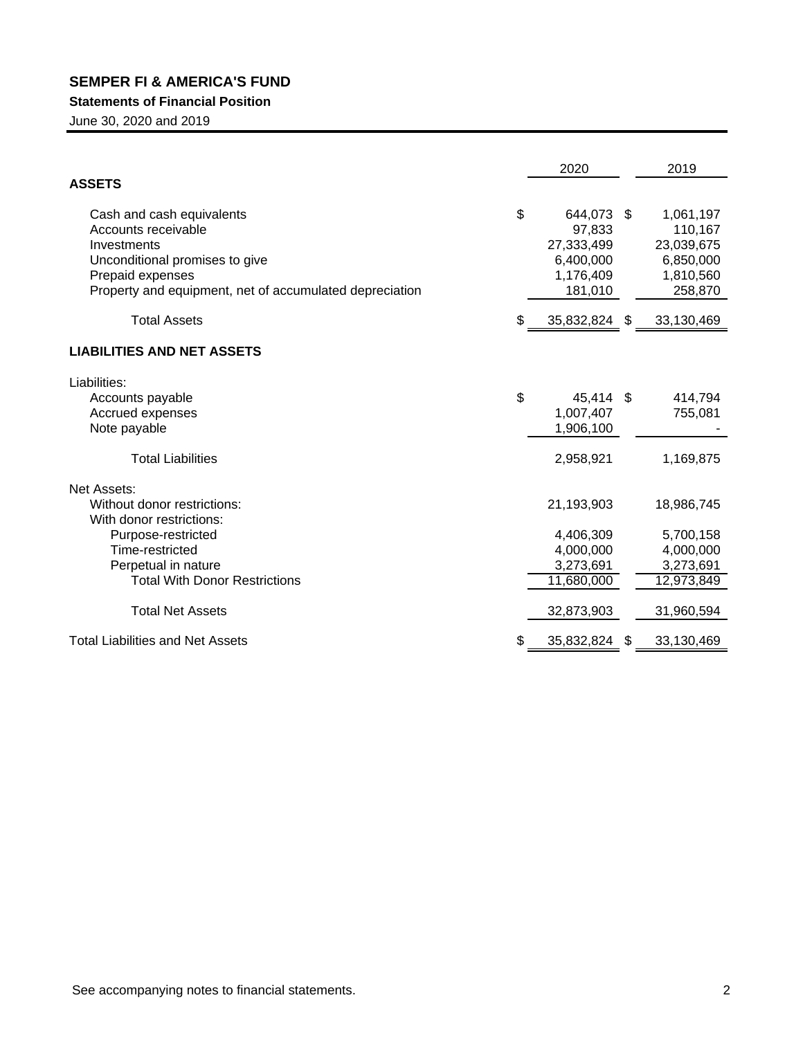# SEMPER FI & AMERICA'S FUND

**Statements of Financial Position**

June 30, 2020 and 2019

| | 2020 | 2019 |
|---|---|---|
| **ASSETS** | | |
| Cash and cash equivalents | $ 644,073 | $ 1,061,197 |
| Accounts receivable | 97,833 | 110,167 |
| Investments | 27,333,499 | 23,039,675 |
| Unconditional promises to give | 6,400,000 | 6,850,000 |
| Prepaid expenses | 1,176,409 | 1,810,560 |
| Property and equipment, net of accumulated depreciation | 181,010 | 258,870 |
| Total Assets | $ 35,832,824 | $ 33,130,469 |
| **LIABILITIES AND NET ASSETS** | | |
| Liabilities: | | |
| Accounts payable | $ 45,414 | $ 414,794 |
| Accrued expenses | 1,007,407 | 755,081 |
| Note payable | 1,906,100 | - |
| Total Liabilities | 2,958,921 | 1,169,875 |
| Net Assets: | | |
| Without donor restrictions: | 21,193,903 | 18,986,745 |
| With donor restrictions: | | |
| Purpose-restricted | 4,406,309 | 5,700,158 |
| Time-restricted | 4,000,000 | 4,000,000 |
| Perpetual in nature | 3,273,691 | 3,273,691 |
| Total With Donor Restrictions | 11,680,000 | 12,973,849 |
| Total Net Assets | 32,873,903 | 31,960,594 |
| Total Liabilities and Net Assets | $ 35,832,824 | $ 33,130,469 |

See accompanying notes to financial statements.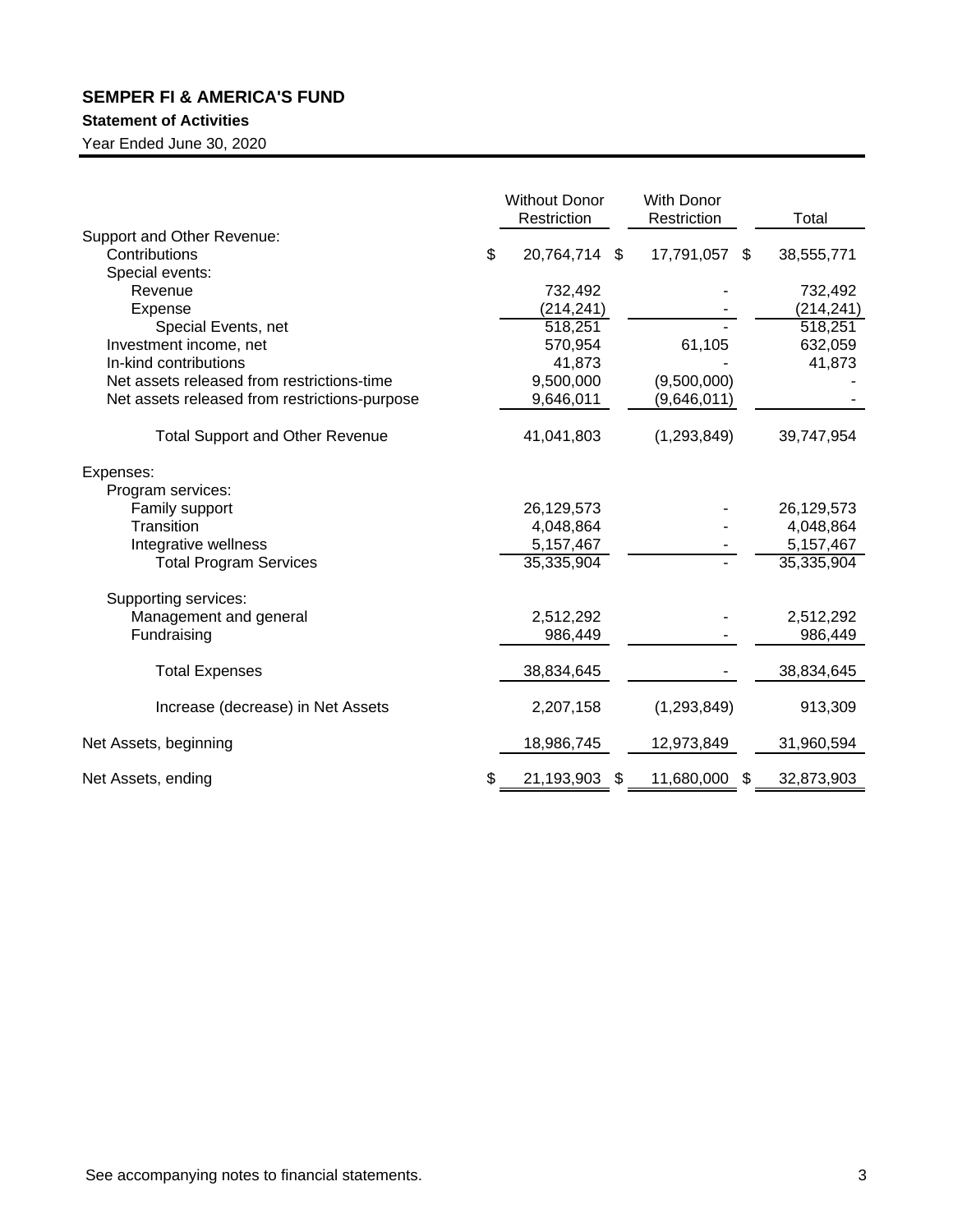# SEMPER FI & AMERICA'S FUND

## Statement of Activities

Year Ended June 30, 2020

| | Without Donor Restriction | With Donor Restriction | Total |
|---|---|---|---|
| Support and Other Revenue: | | | |
| Contributions | $ 20,764,714 | $ 17,791,057 | $ 38,555,771 |
| Special events: | | | |
| Revenue | 732,492 | - | 732,492 |
| Expense | (214,241) | - | (214,241) |
| Special Events, net | 518,251 | - | 518,251 |
| Investment income, net | 570,954 | 61,105 | 632,059 |
| In-kind contributions | 41,873 | - | 41,873 |
| Net assets released from restrictions-time | 9,500,000 | (9,500,000) | - |
| Net assets released from restrictions-purpose | 9,646,011 | (9,646,011) | - |
| Total Support and Other Revenue | 41,041,803 | (1,293,849) | 39,747,954 |
| Expenses: | | | |
| Program services: | | | |
| Family support | 26,129,573 | - | 26,129,573 |
| Transition | 4,048,864 | - | 4,048,864 |
| Integrative wellness | 5,157,467 | - | 5,157,467 |
| Total Program Services | 35,335,904 | - | 35,335,904 |
| Supporting services: | | | |
| Management and general | 2,512,292 | - | 2,512,292 |
| Fundraising | 986,449 | - | 986,449 |
| Total Expenses | 38,834,645 | - | 38,834,645 |
| Increase (decrease) in Net Assets | 2,207,158 | (1,293,849) | 913,309 |
| Net Assets, beginning | 18,986,745 | 12,973,849 | 31,960,594 |
| Net Assets, ending | $ 21,193,903 | $ 11,680,000 | $ 32,873,903 |

See accompanying notes to financial statements.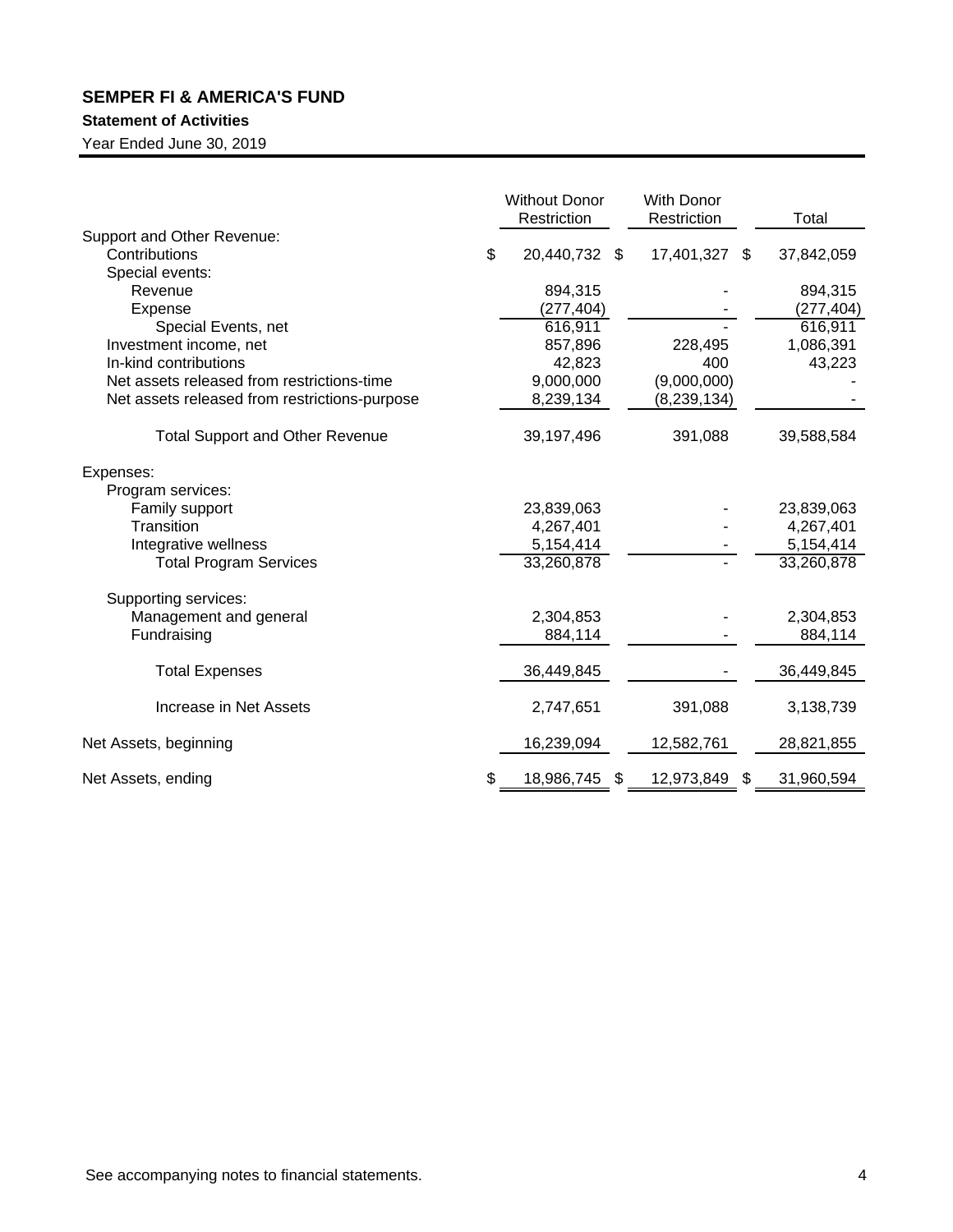# SEMPER FI & AMERICA'S FUND

**Statement of Activities**

Year Ended June 30, 2019

| | Without Donor Restriction | With Donor Restriction | Total |
|---|---|---|---|
| Support and Other Revenue: | | | |
| Contributions | $ 20,440,732 | $ 17,401,327 | $ 37,842,059 |
| Special events: | | | |
| Revenue | 894,315 | - | 894,315 |
| Expense | (277,404) | - | (277,404) |
| Special Events, net | 616,911 | - | 616,911 |
| Investment income, net | 857,896 | 228,495 | 1,086,391 |
| In-kind contributions | 42,823 | 400 | 43,223 |
| Net assets released from restrictions-time | 9,000,000 | (9,000,000) | - |
| Net assets released from restrictions-purpose | 8,239,134 | (8,239,134) | - |
| Total Support and Other Revenue | 39,197,496 | 391,088 | 39,588,584 |
| Expenses: | | | |
| Program services: | | | |
| Family support | 23,839,063 | - | 23,839,063 |
| Transition | 4,267,401 | - | 4,267,401 |
| Integrative wellness | 5,154,414 | - | 5,154,414 |
| Total Program Services | 33,260,878 | - | 33,260,878 |
| Supporting services: | | | |
| Management and general | 2,304,853 | - | 2,304,853 |
| Fundraising | 884,114 | - | 884,114 |
| Total Expenses | 36,449,845 | - | 36,449,845 |
| Increase in Net Assets | 2,747,651 | 391,088 | 3,138,739 |
| Net Assets, beginning | 16,239,094 | 12,582,761 | 28,821,855 |
| Net Assets, ending | $ 18,986,745 | $ 12,973,849 | $ 31,960,594 |

See accompanying notes to financial statements.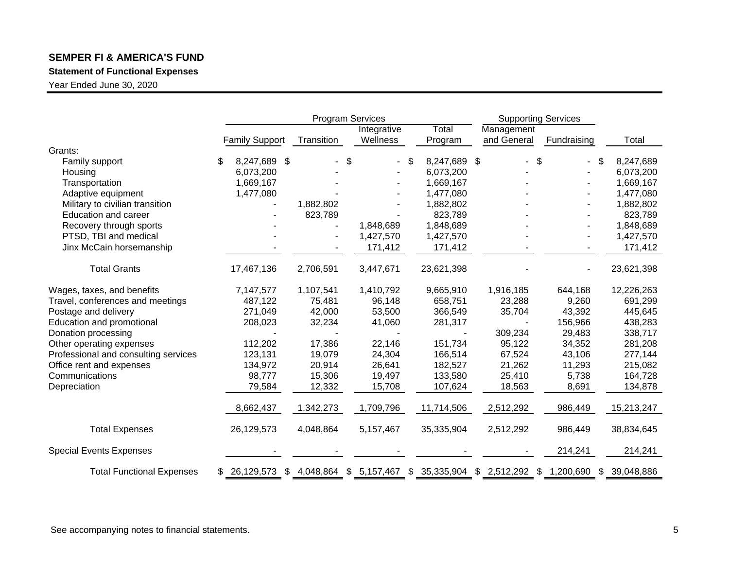**SEMPER FI & AMERICA'S FUND**

**Statement of Functional Expenses**

Year Ended June 30, 2020

| | Program Services | | | | Supporting Services | | |
|---|---|---|---|---|---|---|---|
| | Family Support | Transition | Integrative Wellness | Total Program | Management and General | Fundraising | Total |
| Grants: | | | | | | | |
| Family support | $ 8,247,689 | $ - | $ - | $ 8,247,689 | $ - | $ - | $ 8,247,689 |
| Housing | 6,073,200 | - | - | 6,073,200 | - | - | 6,073,200 |
| Transportation | 1,669,167 | - | - | 1,669,167 | - | - | 1,669,167 |
| Adaptive equipment | 1,477,080 | - | - | 1,477,080 | - | - | 1,477,080 |
| Military to civilian transition | - | 1,882,802 | - | 1,882,802 | - | - | 1,882,802 |
| Education and career | - | 823,789 | - | 823,789 | - | - | 823,789 |
| Recovery through sports | - | - | 1,848,689 | 1,848,689 | - | - | 1,848,689 |
| PTSD, TBI and medical | - | - | 1,427,570 | 1,427,570 | - | - | 1,427,570 |
| Jinx McCain horsemanship | - | - | 171,412 | 171,412 | - | - | 171,412 |
| Total Grants | 17,467,136 | 2,706,591 | 3,447,671 | 23,621,398 | - | - | 23,621,398 |
| Wages, taxes, and benefits | 7,147,577 | 1,107,541 | 1,410,792 | 9,665,910 | 1,916,185 | 644,168 | 12,226,263 |
| Travel, conferences and meetings | 487,122 | 75,481 | 96,148 | 658,751 | 23,288 | 9,260 | 691,299 |
| Postage and delivery | 271,049 | 42,000 | 53,500 | 366,549 | 35,704 | 43,392 | 445,645 |
| Education and promotional | 208,023 | 32,234 | 41,060 | 281,317 | - | 156,966 | 438,283 |
| Donation processing | - | - | - | - | 309,234 | 29,483 | 338,717 |
| Other operating expenses | 112,202 | 17,386 | 22,146 | 151,734 | 95,122 | 34,352 | 281,208 |
| Professional and consulting services | 123,131 | 19,079 | 24,304 | 166,514 | 67,524 | 43,106 | 277,144 |
| Office rent and expenses | 134,972 | 20,914 | 26,641 | 182,527 | 21,262 | 11,293 | 215,082 |
| Communications | 98,777 | 15,306 | 19,497 | 133,580 | 25,410 | 5,738 | 164,728 |
| Depreciation | 79,584 | 12,332 | 15,708 | 107,624 | 18,563 | 8,691 | 134,878 |
| | 8,662,437 | 1,342,273 | 1,709,796 | 11,714,506 | 2,512,292 | 986,449 | 15,213,247 |
| Total Expenses | 26,129,573 | 4,048,864 | 5,157,467 | 35,335,904 | 2,512,292 | 986,449 | 38,834,645 |
| Special Events Expenses | - | - | - | - | - | 214,241 | 214,241 |
| Total Functional Expenses | $ 26,129,573 | $ 4,048,864 | $ 5,157,467 | $ 35,335,904 | $ 2,512,292 | $ 1,200,690 | $ 39,048,886 |

See accompanying notes to financial statements.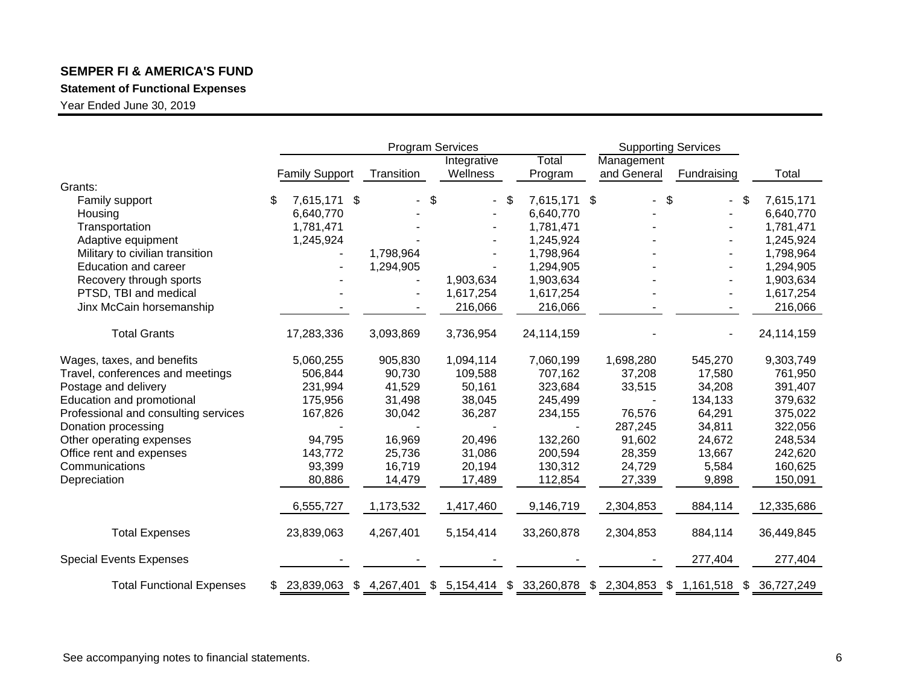**SEMPER FI & AMERICA'S FUND**

**Statement of Functional Expenses**

Year Ended June 30, 2019

| | Program Services | | | | Supporting Services | | |
|---|---|---|---|---|---|---|---|
| | Family Support | Transition | Integrative Wellness | Total Program | Management and General | Fundraising | Total |
| Grants: | | | | | | | |
| Family support | $ 7,615,171 | $ - | $ - | $ 7,615,171 | $ - | $ - | $ 7,615,171 |
| Housing | 6,640,770 | - | - | 6,640,770 | - | - | 6,640,770 |
| Transportation | 1,781,471 | - | - | 1,781,471 | - | - | 1,781,471 |
| Adaptive equipment | 1,245,924 | - | - | 1,245,924 | - | - | 1,245,924 |
| Military to civilian transition | - | 1,798,964 | - | 1,798,964 | - | - | 1,798,964 |
| Education and career | - | 1,294,905 | - | 1,294,905 | - | - | 1,294,905 |
| Recovery through sports | - | - | 1,903,634 | 1,903,634 | - | - | 1,903,634 |
| PTSD, TBI and medical | - | - | 1,617,254 | 1,617,254 | - | - | 1,617,254 |
| Jinx McCain horsemanship | - | - | 216,066 | 216,066 | - | - | 216,066 |
| Total Grants | 17,283,336 | 3,093,869 | 3,736,954 | 24,114,159 | - | - | 24,114,159 |
| Wages, taxes, and benefits | 5,060,255 | 905,830 | 1,094,114 | 7,060,199 | 1,698,280 | 545,270 | 9,303,749 |
| Travel, conferences and meetings | 506,844 | 90,730 | 109,588 | 707,162 | 37,208 | 17,580 | 761,950 |
| Postage and delivery | 231,994 | 41,529 | 50,161 | 323,684 | 33,515 | 34,208 | 391,407 |
| Education and promotional | 175,956 | 31,498 | 38,045 | 245,499 | - | 134,133 | 379,632 |
| Professional and consulting services | 167,826 | 30,042 | 36,287 | 234,155 | 76,576 | 64,291 | 375,022 |
| Donation processing | - | - | - | - | 287,245 | 34,811 | 322,056 |
| Other operating expenses | 94,795 | 16,969 | 20,496 | 132,260 | 91,602 | 24,672 | 248,534 |
| Office rent and expenses | 143,772 | 25,736 | 31,086 | 200,594 | 28,359 | 13,667 | 242,620 |
| Communications | 93,399 | 16,719 | 20,194 | 130,312 | 24,729 | 5,584 | 160,625 |
| Depreciation | 80,886 | 14,479 | 17,489 | 112,854 | 27,339 | 9,898 | 150,091 |
| | 6,555,727 | 1,173,532 | 1,417,460 | 9,146,719 | 2,304,853 | 884,114 | 12,335,686 |
| Total Expenses | 23,839,063 | 4,267,401 | 5,154,414 | 33,260,878 | 2,304,853 | 884,114 | 36,449,845 |
| Special Events Expenses | - | - | - | - | - | 277,404 | 277,404 |
| Total Functional Expenses | $ 23,839,063 | $ 4,267,401 | $ 5,154,414 | $ 33,260,878 | $ 2,304,853 | $ 1,161,518 | $ 36,727,249 |

See accompanying notes to financial statements.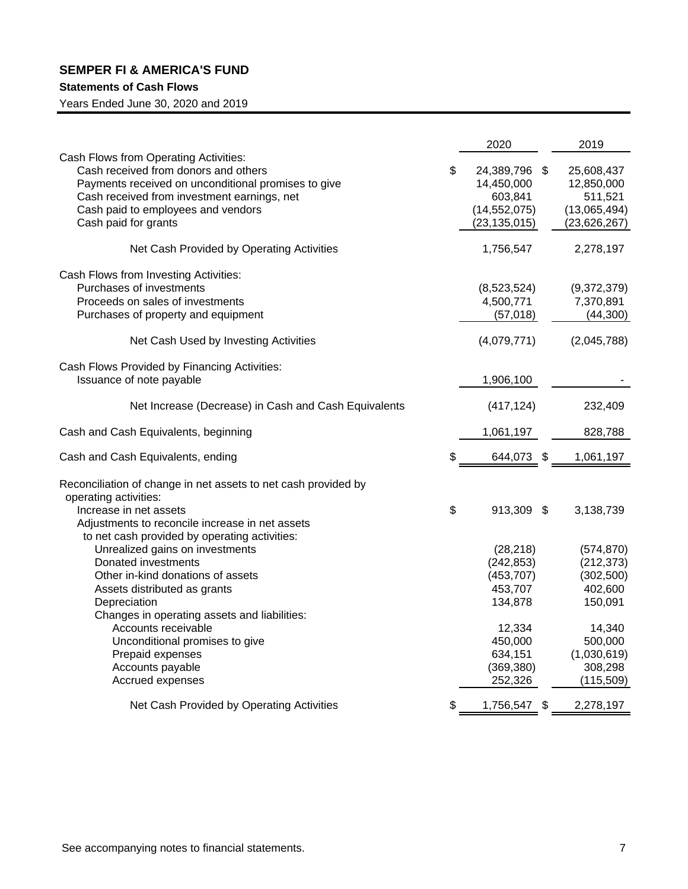**SEMPER FI & AMERICA'S FUND**

**Statements of Cash Flows**

Years Ended June 30, 2020 and 2019

| | 2020 | 2019 |
|---|---|---|
| Cash Flows from Operating Activities: | | |
| Cash received from donors and others | $ 24,389,796 | $ 25,608,437 |
| Payments received on unconditional promises to give | 14,450,000 | 12,850,000 |
| Cash received from investment earnings, net | 603,841 | 511,521 |
| Cash paid to employees and vendors | (14,552,075) | (13,065,494) |
| Cash paid for grants | (23,135,015) | (23,626,267) |
| Net Cash Provided by Operating Activities | 1,756,547 | 2,278,197 |
| Cash Flows from Investing Activities: | | |
| Purchases of investments | (8,523,524) | (9,372,379) |
| Proceeds on sales of investments | 4,500,771 | 7,370,891 |
| Purchases of property and equipment | (57,018) | (44,300) |
| Net Cash Used by Investing Activities | (4,079,771) | (2,045,788) |
| Cash Flows Provided by Financing Activities: | | |
| Issuance of note payable | 1,906,100 | - |
| Net Increase (Decrease) in Cash and Cash Equivalents | (417,124) | 232,409 |
| Cash and Cash Equivalents, beginning | 1,061,197 | 828,788 |
| Cash and Cash Equivalents, ending | $ 644,073 | $ 1,061,197 |
| Reconciliation of change in net assets to net cash provided by operating activities: | | |
| Increase in net assets | $ 913,309 | $ 3,138,739 |
| Adjustments to reconcile increase in net assets to net cash provided by operating activities: | | |
| Unrealized gains on investments | (28,218) | (574,870) |
| Donated investments | (242,853) | (212,373) |
| Other in-kind donations of assets | (453,707) | (302,500) |
| Assets distributed as grants | 453,707 | 402,600 |
| Depreciation | 134,878 | 150,091 |
| Changes in operating assets and liabilities: | | |
| Accounts receivable | 12,334 | 14,340 |
| Unconditional promises to give | 450,000 | 500,000 |
| Prepaid expenses | 634,151 | (1,030,619) |
| Accounts payable | (369,380) | 308,298 |
| Accrued expenses | 252,326 | (115,509) |
| Net Cash Provided by Operating Activities | $ 1,756,547 | $ 2,278,197 |

See accompanying notes to financial statements.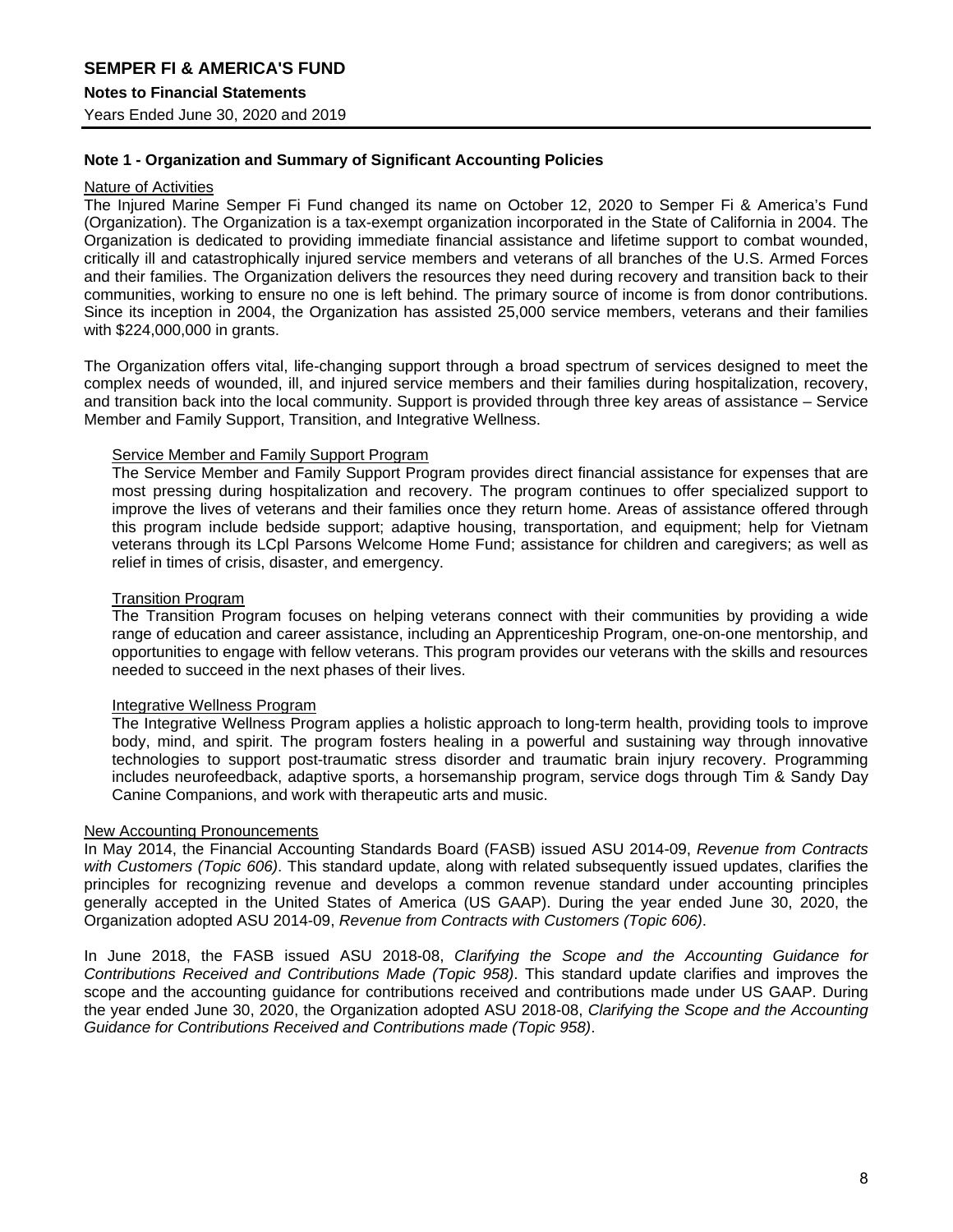## Note 1 - Organization and Summary of Significant Accounting Policies

### Nature of Activities

The Injured Marine Semper Fi Fund changed its name on October 12, 2020 to Semper Fi & America's Fund (Organization). The Organization is a tax-exempt organization incorporated in the State of California in 2004. The Organization is dedicated to providing immediate financial assistance and lifetime support to combat wounded, critically ill and catastrophically injured service members and veterans of all branches of the U.S. Armed Forces and their families. The Organization delivers the resources they need during recovery and transition back to their communities, working to ensure no one is left behind. The primary source of income is from donor contributions. Since its inception in 2004, the Organization has assisted 25,000 service members, veterans and their families with $224,000,000 in grants.

The Organization offers vital, life-changing support through a broad spectrum of services designed to meet the complex needs of wounded, ill, and injured service members and their families during hospitalization, recovery, and transition back into the local community. Support is provided through three key areas of assistance – Service Member and Family Support, Transition, and Integrative Wellness.

#### Service Member and Family Support Program

The Service Member and Family Support Program provides direct financial assistance for expenses that are most pressing during hospitalization and recovery. The program continues to offer specialized support to improve the lives of veterans and their families once they return home. Areas of assistance offered through this program include bedside support; adaptive housing, transportation, and equipment; help for Vietnam veterans through its LCpl Parsons Welcome Home Fund; assistance for children and caregivers; as well as relief in times of crisis, disaster, and emergency.

#### Transition Program

The Transition Program focuses on helping veterans connect with their communities by providing a wide range of education and career assistance, including an Apprenticeship Program, one-on-one mentorship, and opportunities to engage with fellow veterans. This program provides our veterans with the skills and resources needed to succeed in the next phases of their lives.

#### Integrative Wellness Program

The Integrative Wellness Program applies a holistic approach to long-term health, providing tools to improve body, mind, and spirit. The program fosters healing in a powerful and sustaining way through innovative technologies to support post-traumatic stress disorder and traumatic brain injury recovery. Programming includes neurofeedback, adaptive sports, a horsemanship program, service dogs through Tim & Sandy Day Canine Companions, and work with therapeutic arts and music.

### New Accounting Pronouncements

In May 2014, the Financial Accounting Standards Board (FASB) issued ASU 2014-09, *Revenue from Contracts with Customers (Topic 606)*. This standard update, along with related subsequently issued updates, clarifies the principles for recognizing revenue and develops a common revenue standard under accounting principles generally accepted in the United States of America (US GAAP). During the year ended June 30, 2020, the Organization adopted ASU 2014-09, *Revenue from Contracts with Customers (Topic 606)*.

In June 2018, the FASB issued ASU 2018-08, *Clarifying the Scope and the Accounting Guidance for Contributions Received and Contributions Made (Topic 958)*. This standard update clarifies and improves the scope and the accounting guidance for contributions received and contributions made under US GAAP. During the year ended June 30, 2020, the Organization adopted ASU 2018-08, *Clarifying the Scope and the Accounting Guidance for Contributions Received and Contributions made (Topic 958)*.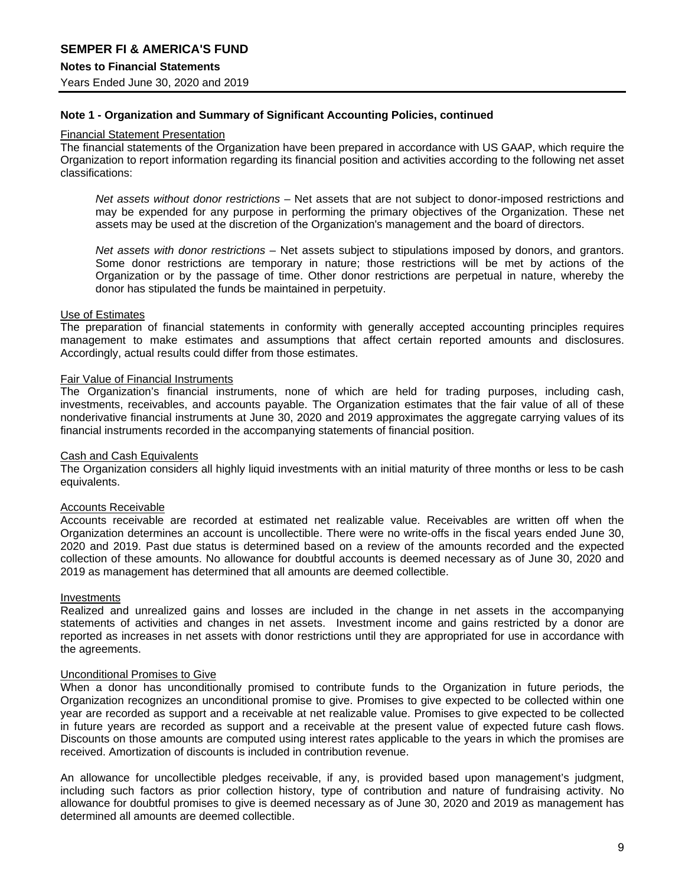### Note 1 - Organization and Summary of Significant Accounting Policies, continued

Financial Statement Presentation

The financial statements of the Organization have been prepared in accordance with US GAAP, which require the Organization to report information regarding its financial position and activities according to the following net asset classifications:

*Net assets without donor restrictions* – Net assets that are not subject to donor-imposed restrictions and may be expended for any purpose in performing the primary objectives of the Organization. These net assets may be used at the discretion of the Organization's management and the board of directors.

*Net assets with donor restrictions* – Net assets subject to stipulations imposed by donors, and grantors. Some donor restrictions are temporary in nature; those restrictions will be met by actions of the Organization or by the passage of time. Other donor restrictions are perpetual in nature, whereby the donor has stipulated the funds be maintained in perpetuity.

Use of Estimates

The preparation of financial statements in conformity with generally accepted accounting principles requires management to make estimates and assumptions that affect certain reported amounts and disclosures. Accordingly, actual results could differ from those estimates.

Fair Value of Financial Instruments

The Organization's financial instruments, none of which are held for trading purposes, including cash, investments, receivables, and accounts payable. The Organization estimates that the fair value of all of these nonderivative financial instruments at June 30, 2020 and 2019 approximates the aggregate carrying values of its financial instruments recorded in the accompanying statements of financial position.

Cash and Cash Equivalents

The Organization considers all highly liquid investments with an initial maturity of three months or less to be cash equivalents.

Accounts Receivable

Accounts receivable are recorded at estimated net realizable value. Receivables are written off when the Organization determines an account is uncollectible. There were no write-offs in the fiscal years ended June 30, 2020 and 2019. Past due status is determined based on a review of the amounts recorded and the expected collection of these amounts. No allowance for doubtful accounts is deemed necessary as of June 30, 2020 and 2019 as management has determined that all amounts are deemed collectible.

Investments

Realized and unrealized gains and losses are included in the change in net assets in the accompanying statements of activities and changes in net assets. Investment income and gains restricted by a donor are reported as increases in net assets with donor restrictions until they are appropriated for use in accordance with the agreements.

Unconditional Promises to Give

When a donor has unconditionally promised to contribute funds to the Organization in future periods, the Organization recognizes an unconditional promise to give. Promises to give expected to be collected within one year are recorded as support and a receivable at net realizable value. Promises to give expected to be collected in future years are recorded as support and a receivable at the present value of expected future cash flows. Discounts on those amounts are computed using interest rates applicable to the years in which the promises are received. Amortization of discounts is included in contribution revenue.

An allowance for uncollectible pledges receivable, if any, is provided based upon management's judgment, including such factors as prior collection history, type of contribution and nature of fundraising activity. No allowance for doubtful promises to give is deemed necessary as of June 30, 2020 and 2019 as management has determined all amounts are deemed collectible.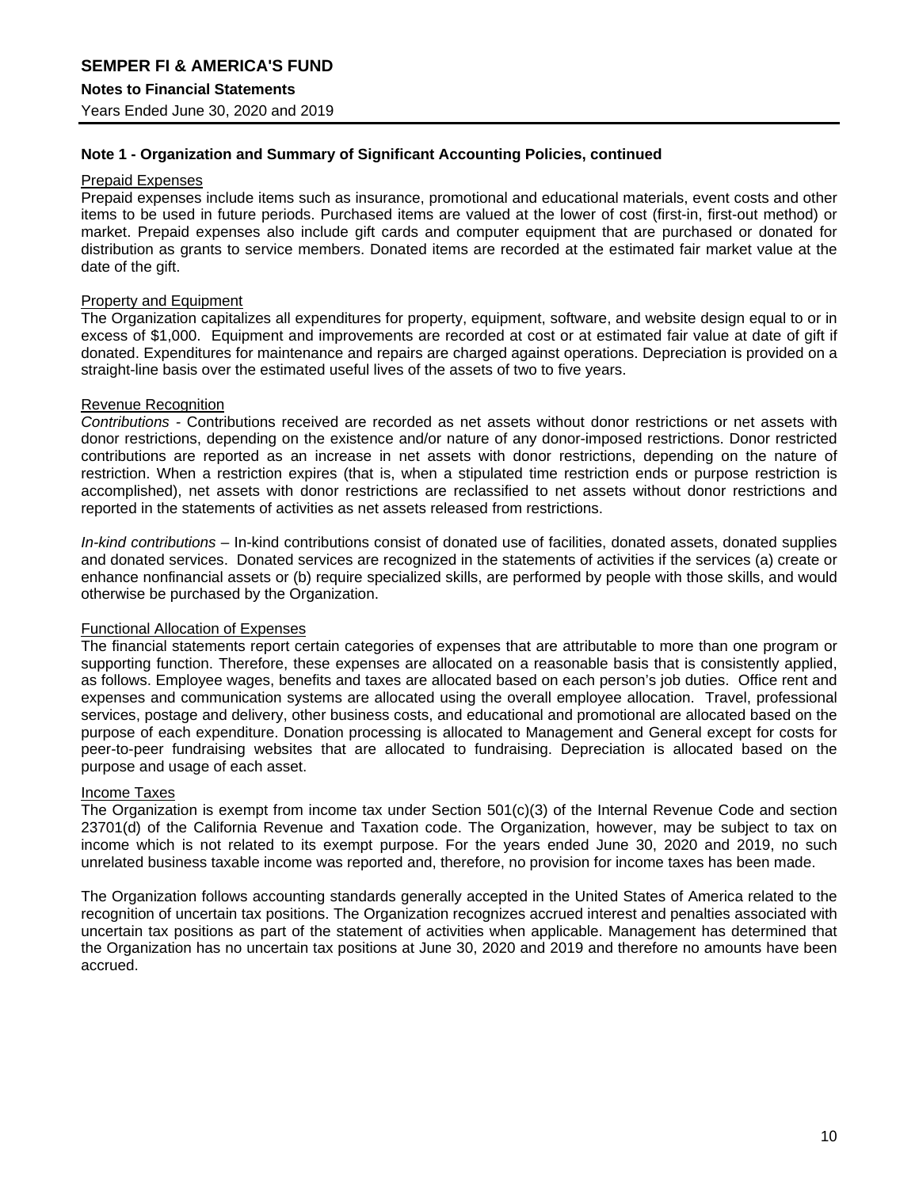## Note 1 - Organization and Summary of Significant Accounting Policies, continued

Prepaid Expenses

Prepaid expenses include items such as insurance, promotional and educational materials, event costs and other items to be used in future periods. Purchased items are valued at the lower of cost (first-in, first-out method) or market. Prepaid expenses also include gift cards and computer equipment that are purchased or donated for distribution as grants to service members. Donated items are recorded at the estimated fair market value at the date of the gift.

Property and Equipment

The Organization capitalizes all expenditures for property, equipment, software, and website design equal to or in excess of $1,000. Equipment and improvements are recorded at cost or at estimated fair value at date of gift if donated. Expenditures for maintenance and repairs are charged against operations. Depreciation is provided on a straight-line basis over the estimated useful lives of the assets of two to five years.

Revenue Recognition

*Contributions* - Contributions received are recorded as net assets without donor restrictions or net assets with donor restrictions, depending on the existence and/or nature of any donor-imposed restrictions. Donor restricted contributions are reported as an increase in net assets with donor restrictions, depending on the nature of restriction. When a restriction expires (that is, when a stipulated time restriction ends or purpose restriction is accomplished), net assets with donor restrictions are reclassified to net assets without donor restrictions and reported in the statements of activities as net assets released from restrictions.

*In-kind contributions* – In-kind contributions consist of donated use of facilities, donated assets, donated supplies and donated services. Donated services are recognized in the statements of activities if the services (a) create or enhance nonfinancial assets or (b) require specialized skills, are performed by people with those skills, and would otherwise be purchased by the Organization.

Functional Allocation of Expenses

The financial statements report certain categories of expenses that are attributable to more than one program or supporting function. Therefore, these expenses are allocated on a reasonable basis that is consistently applied, as follows. Employee wages, benefits and taxes are allocated based on each person's job duties. Office rent and expenses and communication systems are allocated using the overall employee allocation. Travel, professional services, postage and delivery, other business costs, and educational and promotional are allocated based on the purpose of each expenditure. Donation processing is allocated to Management and General except for costs for peer-to-peer fundraising websites that are allocated to fundraising. Depreciation is allocated based on the purpose and usage of each asset.

Income Taxes

The Organization is exempt from income tax under Section 501(c)(3) of the Internal Revenue Code and section 23701(d) of the California Revenue and Taxation code. The Organization, however, may be subject to tax on income which is not related to its exempt purpose. For the years ended June 30, 2020 and 2019, no such unrelated business taxable income was reported and, therefore, no provision for income taxes has been made.

The Organization follows accounting standards generally accepted in the United States of America related to the recognition of uncertain tax positions. The Organization recognizes accrued interest and penalties associated with uncertain tax positions as part of the statement of activities when applicable. Management has determined that the Organization has no uncertain tax positions at June 30, 2020 and 2019 and therefore no amounts have been accrued.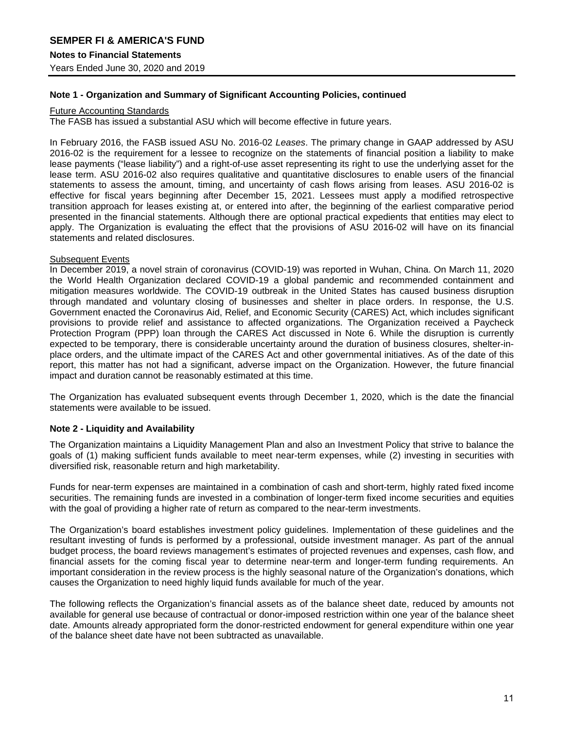## Note 1 - Organization and Summary of Significant Accounting Policies, continued

Future Accounting Standards

The FASB has issued a substantial ASU which will become effective in future years.

In February 2016, the FASB issued ASU No. 2016-02 *Leases*. The primary change in GAAP addressed by ASU 2016-02 is the requirement for a lessee to recognize on the statements of financial position a liability to make lease payments ("lease liability") and a right-of-use asset representing its right to use the underlying asset for the lease term. ASU 2016-02 also requires qualitative and quantitative disclosures to enable users of the financial statements to assess the amount, timing, and uncertainty of cash flows arising from leases. ASU 2016-02 is effective for fiscal years beginning after December 15, 2021. Lessees must apply a modified retrospective transition approach for leases existing at, or entered into after, the beginning of the earliest comparative period presented in the financial statements. Although there are optional practical expedients that entities may elect to apply. The Organization is evaluating the effect that the provisions of ASU 2016-02 will have on its financial statements and related disclosures.

Subsequent Events

In December 2019, a novel strain of coronavirus (COVID-19) was reported in Wuhan, China. On March 11, 2020 the World Health Organization declared COVID-19 a global pandemic and recommended containment and mitigation measures worldwide. The COVID-19 outbreak in the United States has caused business disruption through mandated and voluntary closing of businesses and shelter in place orders. In response, the U.S. Government enacted the Coronavirus Aid, Relief, and Economic Security (CARES) Act, which includes significant provisions to provide relief and assistance to affected organizations. The Organization received a Paycheck Protection Program (PPP) loan through the CARES Act discussed in Note 6. While the disruption is currently expected to be temporary, there is considerable uncertainty around the duration of business closures, shelter-in-place orders, and the ultimate impact of the CARES Act and other governmental initiatives. As of the date of this report, this matter has not had a significant, adverse impact on the Organization. However, the future financial impact and duration cannot be reasonably estimated at this time.

The Organization has evaluated subsequent events through December 1, 2020, which is the date the financial statements were available to be issued.

## Note 2 - Liquidity and Availability

The Organization maintains a Liquidity Management Plan and also an Investment Policy that strive to balance the goals of (1) making sufficient funds available to meet near-term expenses, while (2) investing in securities with diversified risk, reasonable return and high marketability.

Funds for near-term expenses are maintained in a combination of cash and short-term, highly rated fixed income securities. The remaining funds are invested in a combination of longer-term fixed income securities and equities with the goal of providing a higher rate of return as compared to the near-term investments.

The Organization's board establishes investment policy guidelines. Implementation of these guidelines and the resultant investing of funds is performed by a professional, outside investment manager. As part of the annual budget process, the board reviews management's estimates of projected revenues and expenses, cash flow, and financial assets for the coming fiscal year to determine near-term and longer-term funding requirements. An important consideration in the review process is the highly seasonal nature of the Organization's donations, which causes the Organization to need highly liquid funds available for much of the year.

The following reflects the Organization's financial assets as of the balance sheet date, reduced by amounts not available for general use because of contractual or donor-imposed restriction within one year of the balance sheet date. Amounts already appropriated form the donor-restricted endowment for general expenditure within one year of the balance sheet date have not been subtracted as unavailable.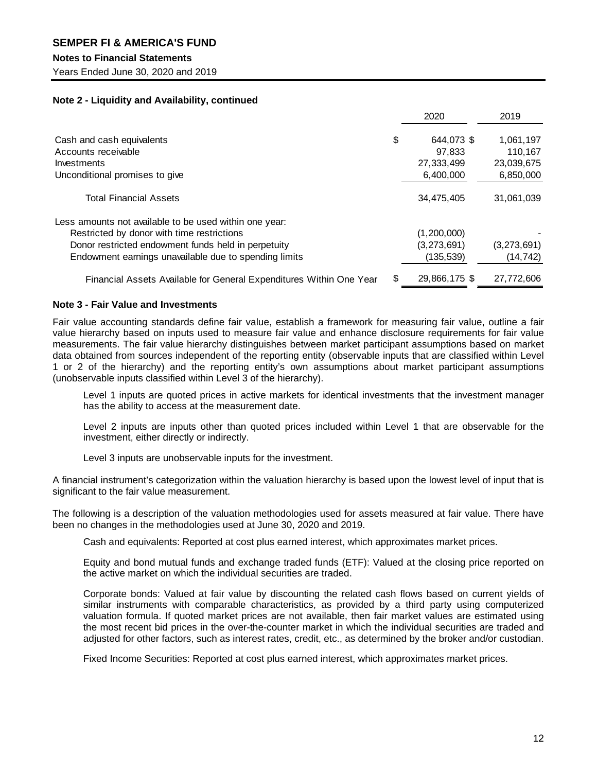**Note 2 - Liquidity and Availability, continued**

| | 2020 | 2019 |
|---|---|---|
| Cash and cash equivalents | $ 644,073 | $ 1,061,197 |
| Accounts receivable | 97,833 | 110,167 |
| Investments | 27,333,499 | 23,039,675 |
| Unconditional promises to give | 6,400,000 | 6,850,000 |
| Total Financial Assets | 34,475,405 | 31,061,039 |
| Less amounts not available to be used within one year: | | |
| Restricted by donor with time restrictions | (1,200,000) | - |
| Donor restricted endowment funds held in perpetuity | (3,273,691) | (3,273,691) |
| Endowment earnings unavailable due to spending limits | (135,539) | (14,742) |
| Financial Assets Available for General Expenditures Within One Year | $ 29,866,175 | $ 27,772,606 |

**Note 3 - Fair Value and Investments**

Fair value accounting standards define fair value, establish a framework for measuring fair value, outline a fair value hierarchy based on inputs used to measure fair value and enhance disclosure requirements for fair value measurements. The fair value hierarchy distinguishes between market participant assumptions based on market data obtained from sources independent of the reporting entity (observable inputs that are classified within Level 1 or 2 of the hierarchy) and the reporting entity's own assumptions about market participant assumptions (unobservable inputs classified within Level 3 of the hierarchy).

Level 1 inputs are quoted prices in active markets for identical investments that the investment manager has the ability to access at the measurement date.

Level 2 inputs are inputs other than quoted prices included within Level 1 that are observable for the investment, either directly or indirectly.

Level 3 inputs are unobservable inputs for the investment.

A financial instrument's categorization within the valuation hierarchy is based upon the lowest level of input that is significant to the fair value measurement.

The following is a description of the valuation methodologies used for assets measured at fair value. There have been no changes in the methodologies used at June 30, 2020 and 2019.

Cash and equivalents: Reported at cost plus earned interest, which approximates market prices.

Equity and bond mutual funds and exchange traded funds (ETF): Valued at the closing price reported on the active market on which the individual securities are traded.

Corporate bonds: Valued at fair value by discounting the related cash flows based on current yields of similar instruments with comparable characteristics, as provided by a third party using computerized valuation formula. If quoted market prices are not available, then fair market values are estimated using the most recent bid prices in the over-the-counter market in which the individual securities are traded and adjusted for other factors, such as interest rates, credit, etc., as determined by the broker and/or custodian.

Fixed Income Securities: Reported at cost plus earned interest, which approximates market prices.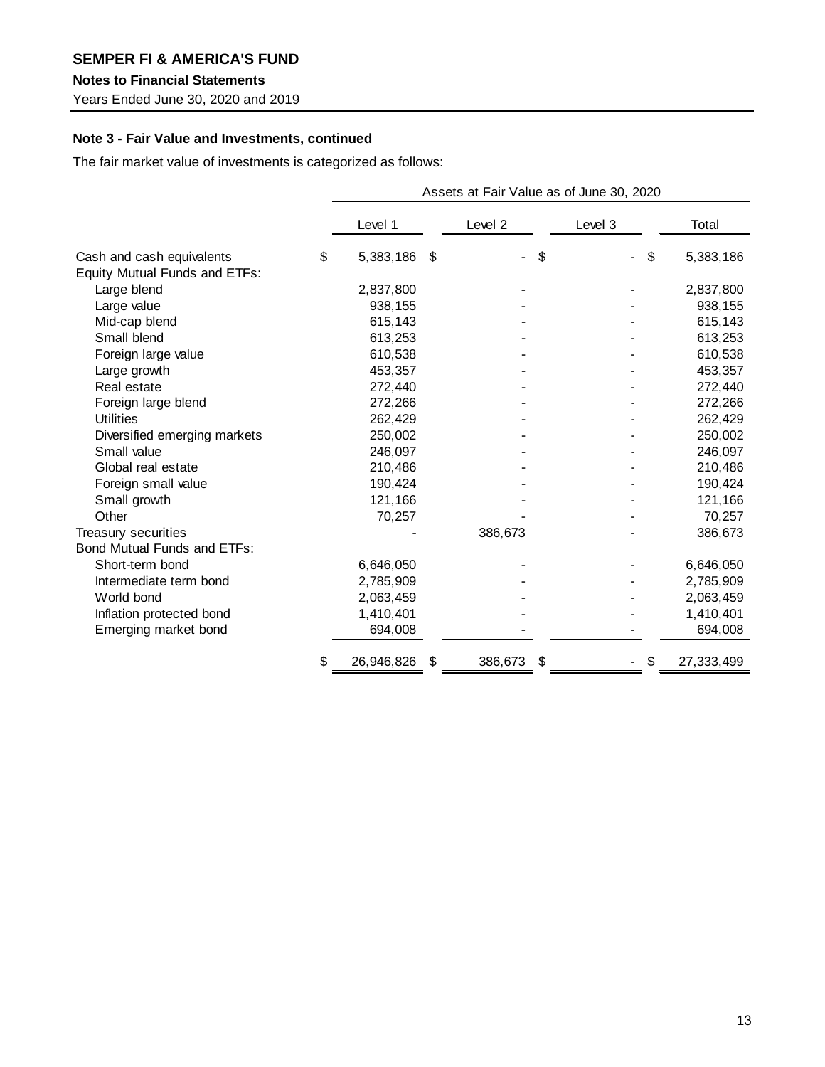## Note 3 - Fair Value and Investments, continued

The fair market value of investments is categorized as follows:

| | Assets at Fair Value as of June 30, 2020 | | | |
|---|---|---|---|---|
| | Level 1 | Level 2 | Level 3 | Total |
| Cash and cash equivalents | $ 5,383,186 | $ - | $ - | $ 5,383,186 |
| Equity Mutual Funds and ETFs: | | | | |
| Large blend | 2,837,800 | - | - | 2,837,800 |
| Large value | 938,155 | - | - | 938,155 |
| Mid-cap blend | 615,143 | - | - | 615,143 |
| Small blend | 613,253 | - | - | 613,253 |
| Foreign large value | 610,538 | - | - | 610,538 |
| Large growth | 453,357 | - | - | 453,357 |
| Real estate | 272,440 | - | - | 272,440 |
| Foreign large blend | 272,266 | - | - | 272,266 |
| Utilities | 262,429 | - | - | 262,429 |
| Diversified emerging markets | 250,002 | - | - | 250,002 |
| Small value | 246,097 | - | - | 246,097 |
| Global real estate | 210,486 | - | - | 210,486 |
| Foreign small value | 190,424 | - | - | 190,424 |
| Small growth | 121,166 | - | - | 121,166 |
| Other | 70,257 | - | - | 70,257 |
| Treasury securities | - | 386,673 | - | 386,673 |
| Bond Mutual Funds and ETFs: | | | | |
| Short-term bond | 6,646,050 | - | - | 6,646,050 |
| Intermediate term bond | 2,785,909 | - | - | 2,785,909 |
| World bond | 2,063,459 | - | - | 2,063,459 |
| Inflation protected bond | 1,410,401 | - | - | 1,410,401 |
| Emerging market bond | 694,008 | - | - | 694,008 |
| | $ 26,946,826 | $ 386,673 | $ - | $ 27,333,499 |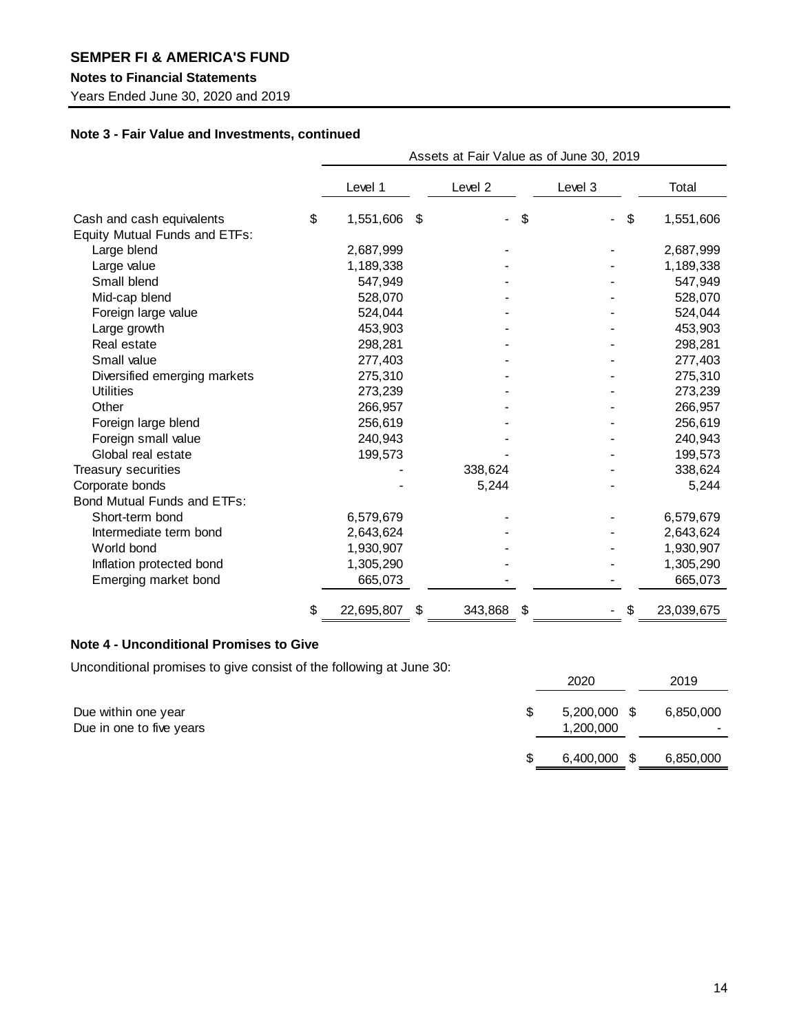**SEMPER FI & AMERICA'S FUND**

**Notes to Financial Statements**

Years Ended June 30, 2020 and 2019

### Note 3 - Fair Value and Investments, continued

| | Assets at Fair Value as of June 30, 2019 | | | |
|---|---|---|---|---|
| | Level 1 | Level 2 | Level 3 | Total |
| Cash and cash equivalents | $ 1,551,606 | $ - | $ - | $ 1,551,606 |
| Equity Mutual Funds and ETFs: | | | | |
| Large blend | 2,687,999 | - | - | 2,687,999 |
| Large value | 1,189,338 | - | - | 1,189,338 |
| Small blend | 547,949 | - | - | 547,949 |
| Mid-cap blend | 528,070 | - | - | 528,070 |
| Foreign large value | 524,044 | - | - | 524,044 |
| Large growth | 453,903 | - | - | 453,903 |
| Real estate | 298,281 | - | - | 298,281 |
| Small value | 277,403 | - | - | 277,403 |
| Diversified emerging markets | 275,310 | - | - | 275,310 |
| Utilities | 273,239 | - | - | 273,239 |
| Other | 266,957 | - | - | 266,957 |
| Foreign large blend | 256,619 | - | - | 256,619 |
| Foreign small value | 240,943 | - | - | 240,943 |
| Global real estate | 199,573 | - | - | 199,573 |
| Treasury securities | - | 338,624 | - | 338,624 |
| Corporate bonds | - | 5,244 | - | 5,244 |
| Bond Mutual Funds and ETFs: | | | | |
| Short-term bond | 6,579,679 | - | - | 6,579,679 |
| Intermediate term bond | 2,643,624 | - | - | 2,643,624 |
| World bond | 1,930,907 | - | - | 1,930,907 |
| Inflation protected bond | 1,305,290 | - | - | 1,305,290 |
| Emerging market bond | 665,073 | - | - | 665,073 |
| | $ 22,695,807 | $ 343,868 | $ - | $ 23,039,675 |

### Note 4 - Unconditional Promises to Give

Unconditional promises to give consist of the following at June 30:

| | 2020 | 2019 |
|---|---|---|
| Due within one year | $ 5,200,000 | $ 6,850,000 |
| Due in one to five years | 1,200,000 | - |
| | $ 6,400,000 | $ 6,850,000 |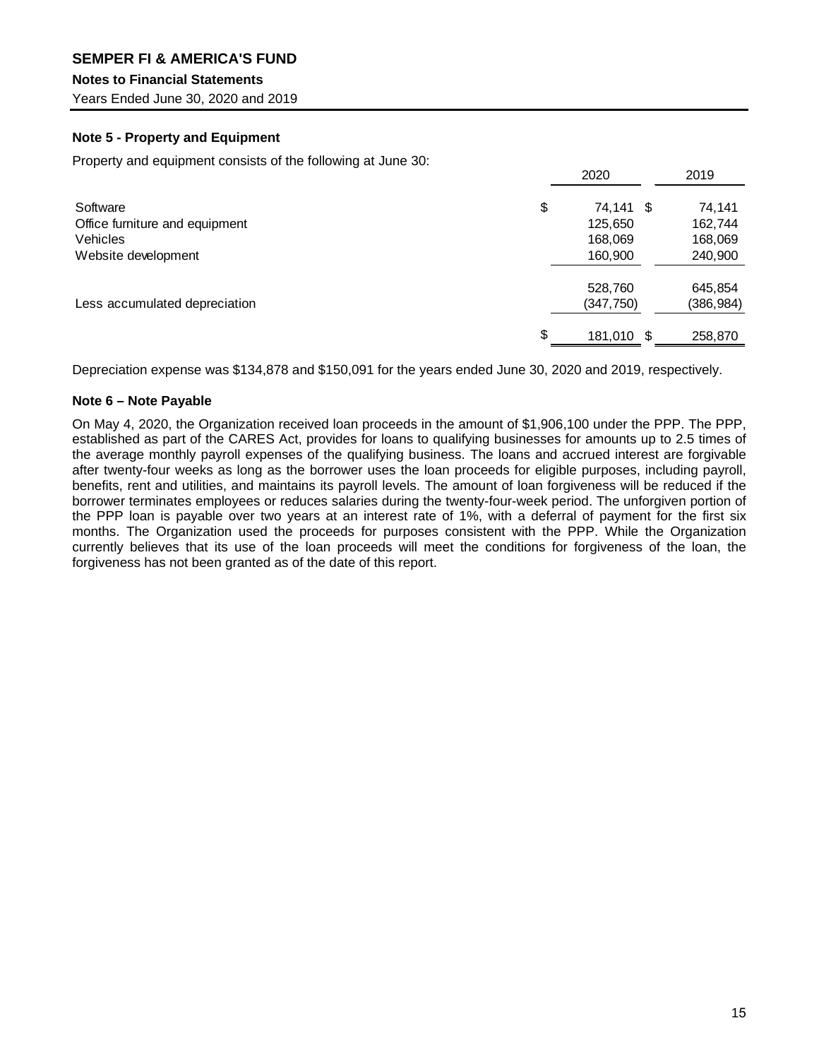**SEMPER FI & AMERICA'S FUND**

**Notes to Financial Statements**

Years Ended June 30, 2020 and 2019

### Note 5 - Property and Equipment

Property and equipment consists of the following at June 30:

| | 2020 | 2019 |
|---|---|---|
| Software | $ 74,141 | $ 74,141 |
| Office furniture and equipment | 125,650 | 162,744 |
| Vehicles | 168,069 | 168,069 |
| Website development | 160,900 | 240,900 |
| | 528,760 | 645,854 |
| Less accumulated depreciation | (347,750) | (386,984) |
| | $ 181,010 | $ 258,870 |

Depreciation expense was $134,878 and $150,091 for the years ended June 30, 2020 and 2019, respectively.

### Note 6 – Note Payable

On May 4, 2020, the Organization received loan proceeds in the amount of $1,906,100 under the PPP. The PPP, established as part of the CARES Act, provides for loans to qualifying businesses for amounts up to 2.5 times of the average monthly payroll expenses of the qualifying business. The loans and accrued interest are forgivable after twenty-four weeks as long as the borrower uses the loan proceeds for eligible purposes, including payroll, benefits, rent and utilities, and maintains its payroll levels. The amount of loan forgiveness will be reduced if the borrower terminates employees or reduces salaries during the twenty-four-week period. The unforgiven portion of the PPP loan is payable over two years at an interest rate of 1%, with a deferral of payment for the first six months. The Organization used the proceeds for purposes consistent with the PPP. While the Organization currently believes that its use of the loan proceeds will meet the conditions for forgiveness of the loan, the forgiveness has not been granted as of the date of this report.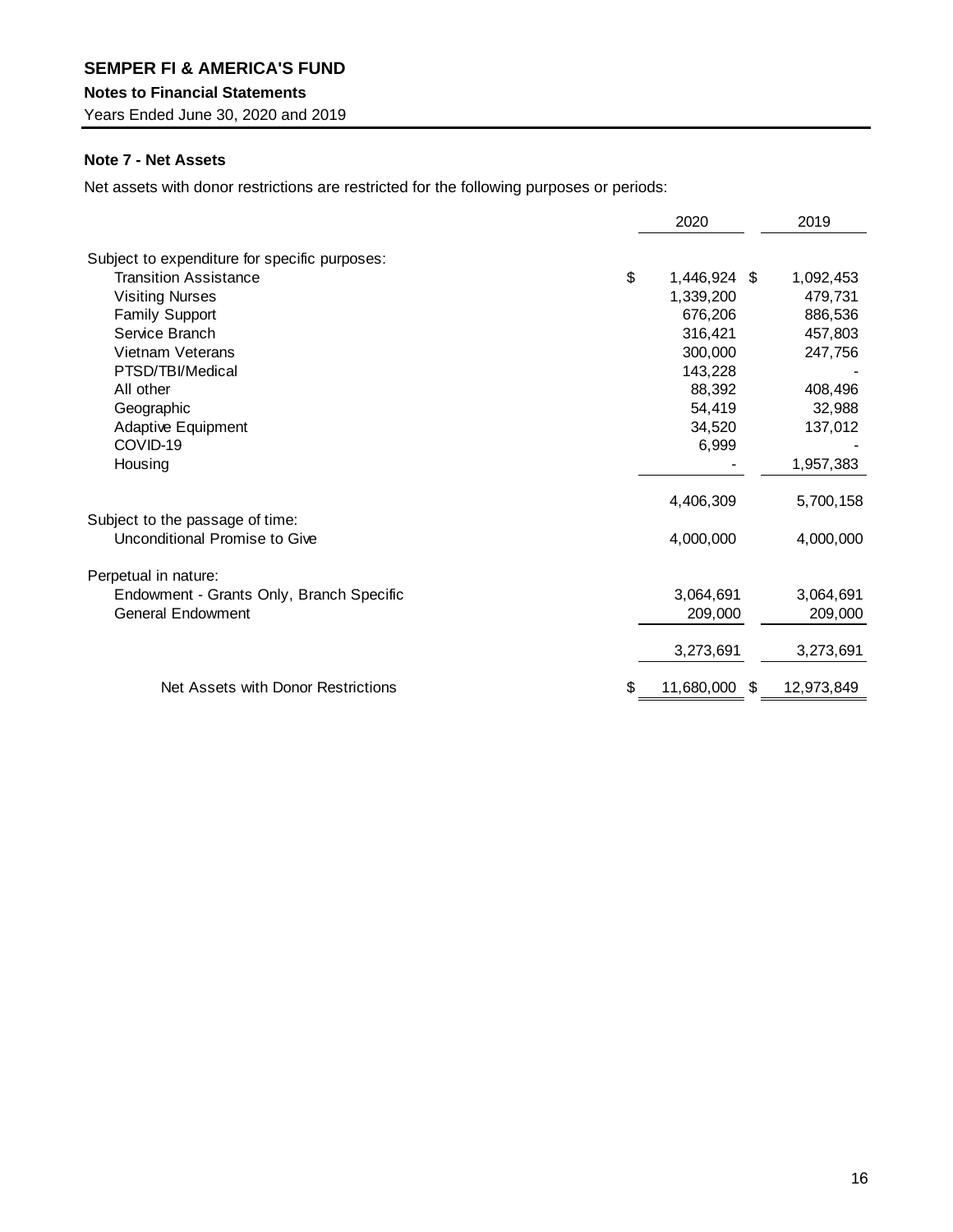**SEMPER FI & AMERICA'S FUND**

**Notes to Financial Statements**

Years Ended June 30, 2020 and 2019

### Note 7 - Net Assets

Net assets with donor restrictions are restricted for the following purposes or periods:

| | 2020 | 2019 |
|---|---|---|
| Subject to expenditure for specific purposes: | | |
| Transition Assistance | $ 1,446,924 | $ 1,092,453 |
| Visiting Nurses | 1,339,200 | 479,731 |
| Family Support | 676,206 | 886,536 |
| Service Branch | 316,421 | 457,803 |
| Vietnam Veterans | 300,000 | 247,756 |
| PTSD/TBI/Medical | 143,228 | - |
| All other | 88,392 | 408,496 |
| Geographic | 54,419 | 32,988 |
| Adaptive Equipment | 34,520 | 137,012 |
| COVID-19 | 6,999 | - |
| Housing | - | 1,957,383 |
| | 4,406,309 | 5,700,158 |
| Subject to the passage of time: | | |
| Unconditional Promise to Give | 4,000,000 | 4,000,000 |
| Perpetual in nature: | | |
| Endowment - Grants Only, Branch Specific | 3,064,691 | 3,064,691 |
| General Endowment | 209,000 | 209,000 |
| | 3,273,691 | 3,273,691 |
| Net Assets with Donor Restrictions | $ 11,680,000 | $ 12,973,849 |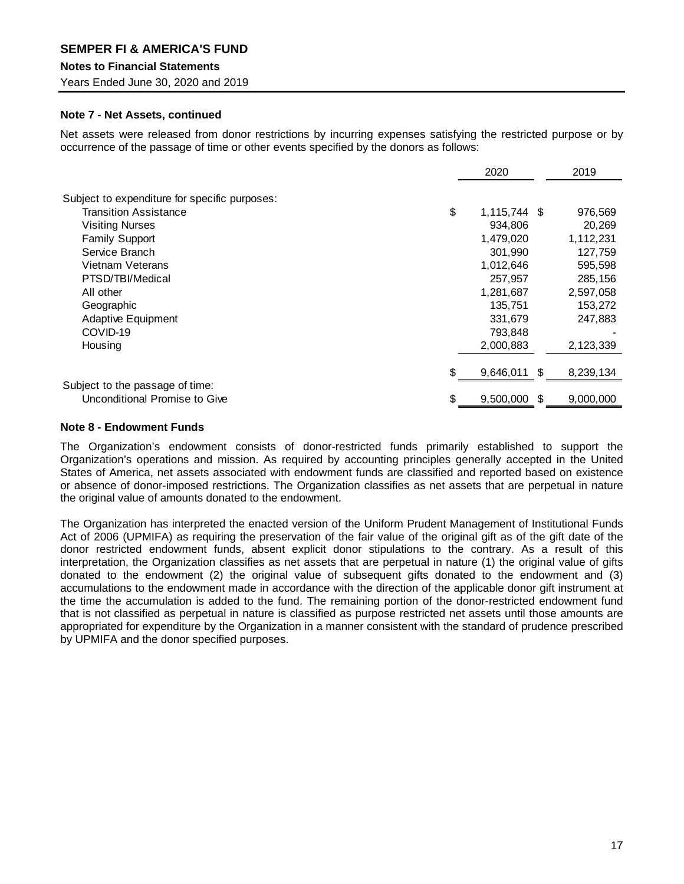### Note 7 - Net Assets, continued

Net assets were released from donor restrictions by incurring expenses satisfying the restricted purpose or by occurrence of the passage of time or other events specified by the donors as follows:

| | 2020 | 2019 |
|---|---|---|
| Subject to expenditure for specific purposes: | | |
| Transition Assistance | $ 1,115,744 | $ 976,569 |
| Visiting Nurses | 934,806 | 20,269 |
| Family Support | 1,479,020 | 1,112,231 |
| Service Branch | 301,990 | 127,759 |
| Vietnam Veterans | 1,012,646 | 595,598 |
| PTSD/TBI/Medical | 257,957 | 285,156 |
| All other | 1,281,687 | 2,597,058 |
| Geographic | 135,751 | 153,272 |
| Adaptive Equipment | 331,679 | 247,883 |
| COVID-19 | 793,848 | - |
| Housing | 2,000,883 | 2,123,339 |
| | $ 9,646,011 | $ 8,239,134 |
| Subject to the passage of time: | | |
| Unconditional Promise to Give | $ 9,500,000 | $ 9,000,000 |

### Note 8 - Endowment Funds

The Organization's endowment consists of donor-restricted funds primarily established to support the Organization's operations and mission. As required by accounting principles generally accepted in the United States of America, net assets associated with endowment funds are classified and reported based on existence or absence of donor-imposed restrictions. The Organization classifies as net assets that are perpetual in nature the original value of amounts donated to the endowment.

The Organization has interpreted the enacted version of the Uniform Prudent Management of Institutional Funds Act of 2006 (UPMIFA) as requiring the preservation of the fair value of the original gift as of the gift date of the donor restricted endowment funds, absent explicit donor stipulations to the contrary. As a result of this interpretation, the Organization classifies as net assets that are perpetual in nature (1) the original value of gifts donated to the endowment (2) the original value of subsequent gifts donated to the endowment and (3) accumulations to the endowment made in accordance with the direction of the applicable donor gift instrument at the time the accumulation is added to the fund. The remaining portion of the donor-restricted endowment fund that is not classified as perpetual in nature is classified as purpose restricted net assets until those amounts are appropriated for expenditure by the Organization in a manner consistent with the standard of prudence prescribed by UPMIFA and the donor specified purposes.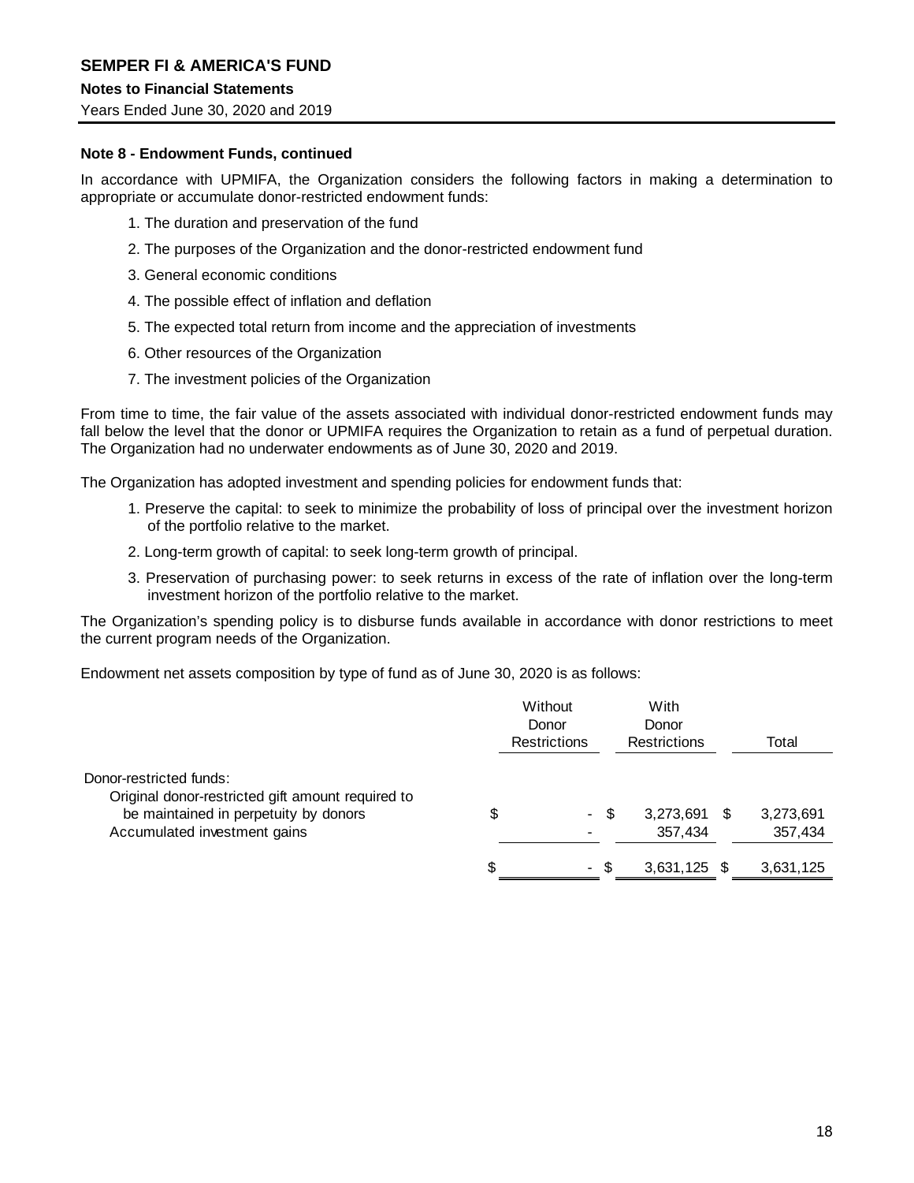### Note 8 - Endowment Funds, continued

In accordance with UPMIFA, the Organization considers the following factors in making a determination to appropriate or accumulate donor-restricted endowment funds:

1. The duration and preservation of the fund
2. The purposes of the Organization and the donor-restricted endowment fund
3. General economic conditions
4. The possible effect of inflation and deflation
5. The expected total return from income and the appreciation of investments
6. Other resources of the Organization
7. The investment policies of the Organization

From time to time, the fair value of the assets associated with individual donor-restricted endowment funds may fall below the level that the donor or UPMIFA requires the Organization to retain as a fund of perpetual duration. The Organization had no underwater endowments as of June 30, 2020 and 2019.

The Organization has adopted investment and spending policies for endowment funds that:

1. Preserve the capital: to seek to minimize the probability of loss of principal over the investment horizon of the portfolio relative to the market.
2. Long-term growth of capital: to seek long-term growth of principal.
3. Preservation of purchasing power: to seek returns in excess of the rate of inflation over the long-term investment horizon of the portfolio relative to the market.

The Organization's spending policy is to disburse funds available in accordance with donor restrictions to meet the current program needs of the Organization.

Endowment net assets composition by type of fund as of June 30, 2020 is as follows:

| | Without Donor Restrictions | With Donor Restrictions | Total |
|---|---|---|---|
| Donor-restricted funds: | | | |
| Original donor-restricted gift amount required to be maintained in perpetuity by donors | $ - | $ 3,273,691 | $ 3,273,691 |
| Accumulated investment gains | - | 357,434 | 357,434 |
| | $ - | $ 3,631,125 | $ 3,631,125 |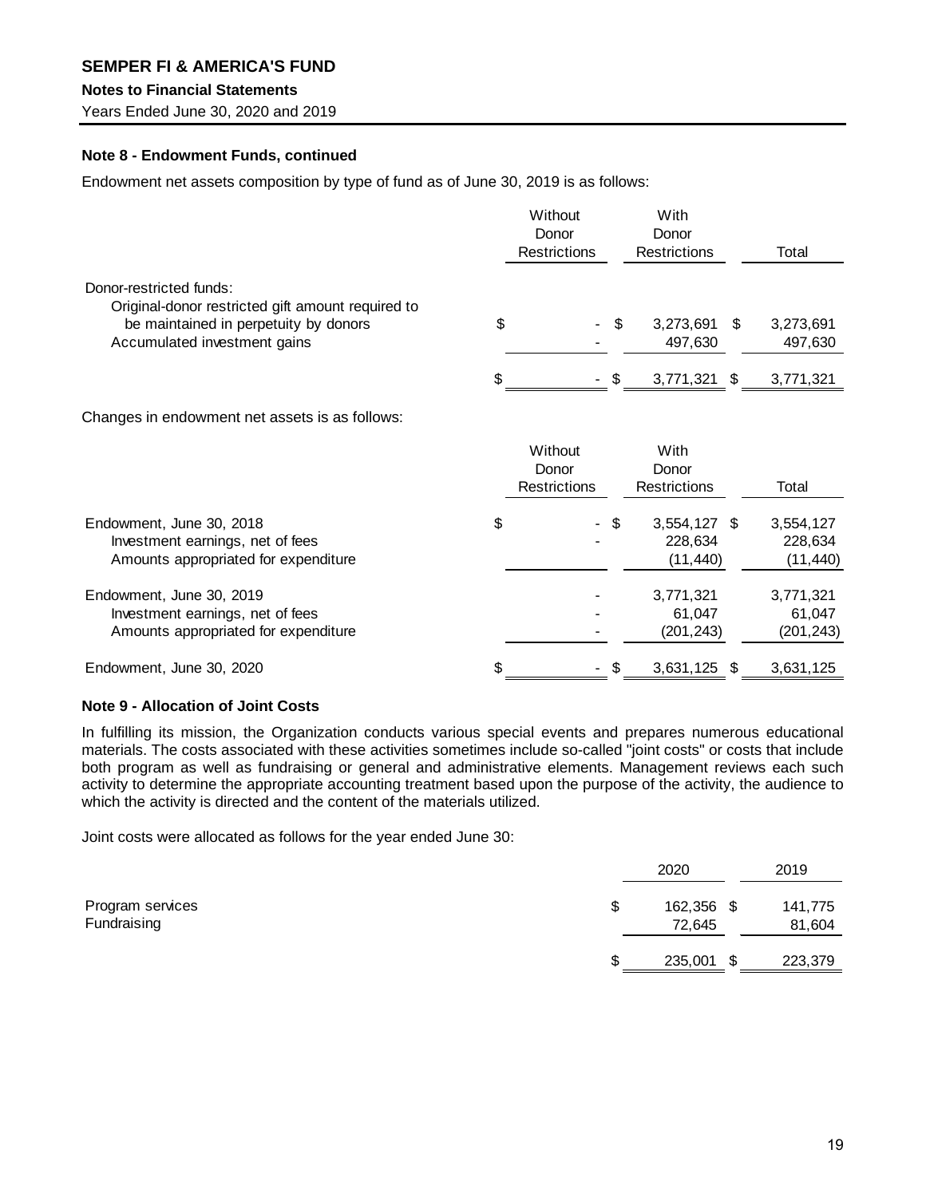**Note 8 - Endowment Funds, continued**

Endowment net assets composition by type of fund as of June 30, 2019 is as follows:

| | Without Donor Restrictions | With Donor Restrictions | Total |
|---|---|---|---|
| Donor-restricted funds: | | | |
| Original-donor restricted gift amount required to be maintained in perpetuity by donors | $ - | $ 3,273,691 | $ 3,273,691 |
| Accumulated investment gains | - | 497,630 | 497,630 |
| | $ - | $ 3,771,321 | $ 3,771,321 |

Changes in endowment net assets is as follows:

| | Without Donor Restrictions | With Donor Restrictions | Total |
|---|---|---|---|
| Endowment, June 30, 2018 | $ - | $ 3,554,127 | $ 3,554,127 |
| Investment earnings, net of fees | - | 228,634 | 228,634 |
| Amounts appropriated for expenditure | - | (11,440) | (11,440) |
| Endowment, June 30, 2019 | - | 3,771,321 | 3,771,321 |
| Investment earnings, net of fees | - | 61,047 | 61,047 |
| Amounts appropriated for expenditure | - | (201,243) | (201,243) |
| Endowment, June 30, 2020 | $ - | $ 3,631,125 | $ 3,631,125 |

**Note 9 - Allocation of Joint Costs**

In fulfilling its mission, the Organization conducts various special events and prepares numerous educational materials. The costs associated with these activities sometimes include so-called "joint costs" or costs that include both program as well as fundraising or general and administrative elements. Management reviews each such activity to determine the appropriate accounting treatment based upon the purpose of the activity, the audience to which the activity is directed and the content of the materials utilized.

Joint costs were allocated as follows for the year ended June 30:

| | 2020 | 2019 |
|---|---|---|
| Program services | $ 162,356 | $ 141,775 |
| Fundraising | 72,645 | 81,604 |
| | $ 235,001 | $ 223,379 |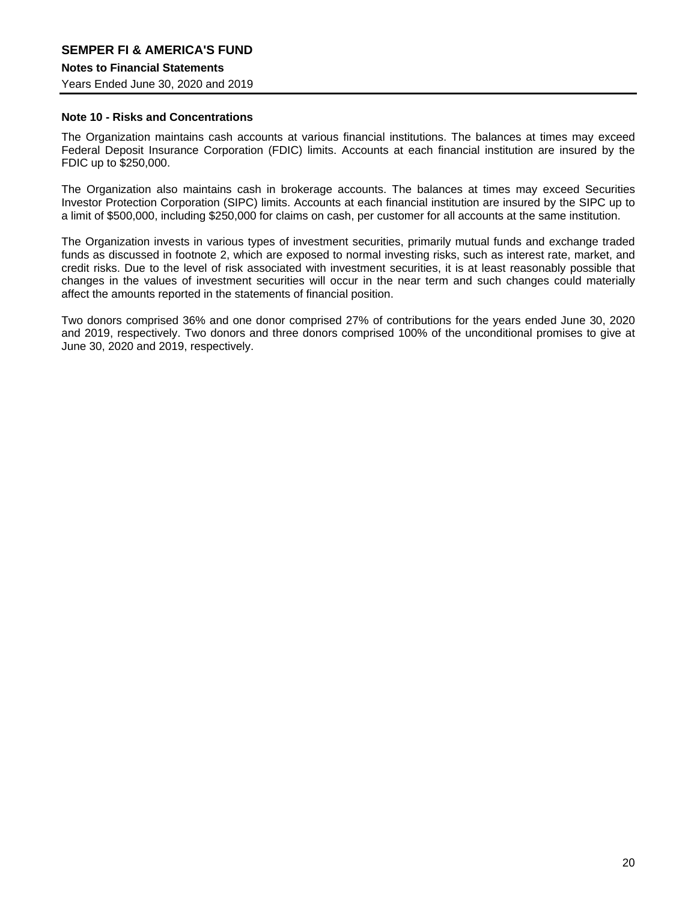## Note 10 - Risks and Concentrations

The Organization maintains cash accounts at various financial institutions. The balances at times may exceed Federal Deposit Insurance Corporation (FDIC) limits. Accounts at each financial institution are insured by the FDIC up to $250,000.

The Organization also maintains cash in brokerage accounts. The balances at times may exceed Securities Investor Protection Corporation (SIPC) limits. Accounts at each financial institution are insured by the SIPC up to a limit of $500,000, including $250,000 for claims on cash, per customer for all accounts at the same institution.

The Organization invests in various types of investment securities, primarily mutual funds and exchange traded funds as discussed in footnote 2, which are exposed to normal investing risks, such as interest rate, market, and credit risks. Due to the level of risk associated with investment securities, it is at least reasonably possible that changes in the values of investment securities will occur in the near term and such changes could materially affect the amounts reported in the statements of financial position.

Two donors comprised 36% and one donor comprised 27% of contributions for the years ended June 30, 2020 and 2019, respectively. Two donors and three donors comprised 100% of the unconditional promises to give at June 30, 2020 and 2019, respectively.